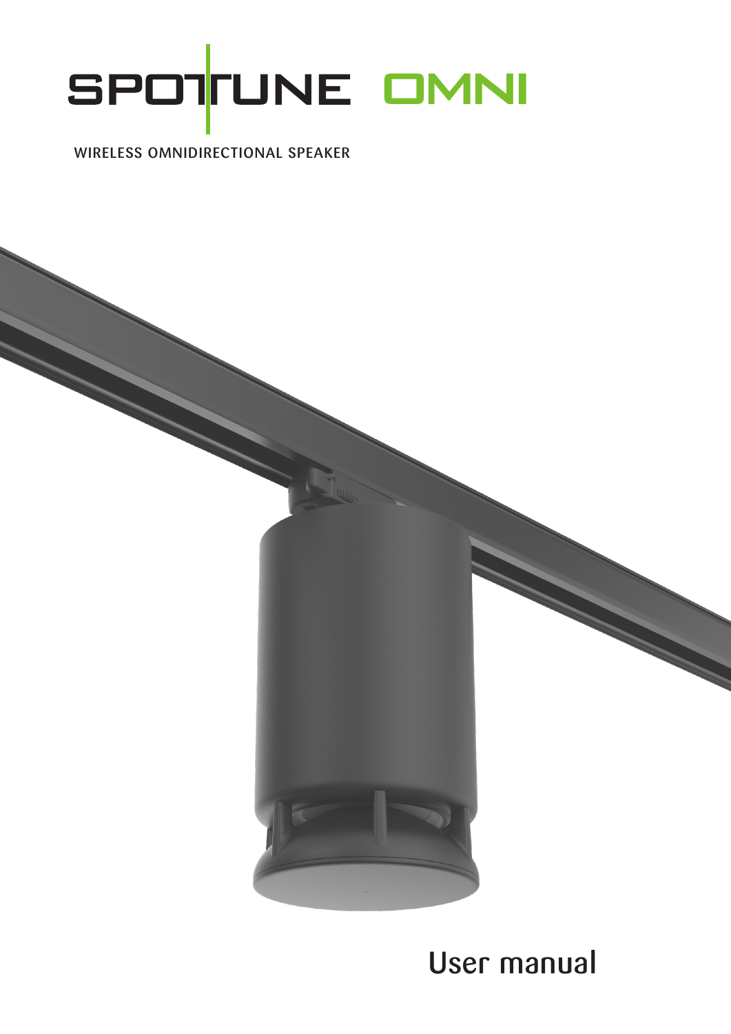# SPOTUNE OMNI

WIRELESS OMNIDIRECTIONAL SPEAKER

User manual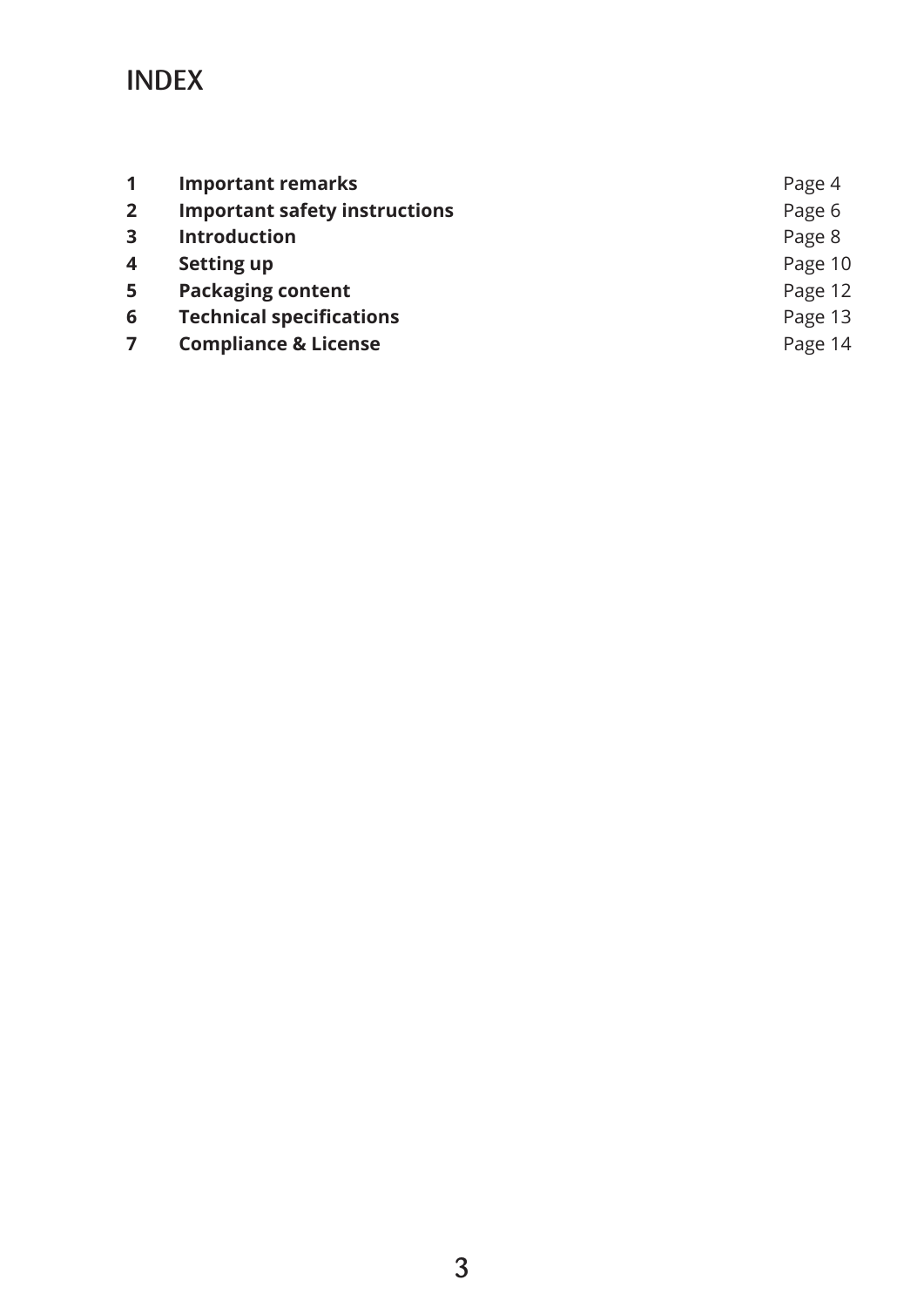# INDEX

| | | |
|---|---|---|
| **1** | **Important remarks** | Page 4 |
| **2** | **Important safety instructions** | Page 6 |
| **3** | **Introduction** | Page 8 |
| **4** | **Setting up** | Page 10 |
| **5** | **Packaging content** | Page 12 |
| **6** | **Technical specifications** | Page 13 |
| **7** | **Compliance & License** | Page 14 |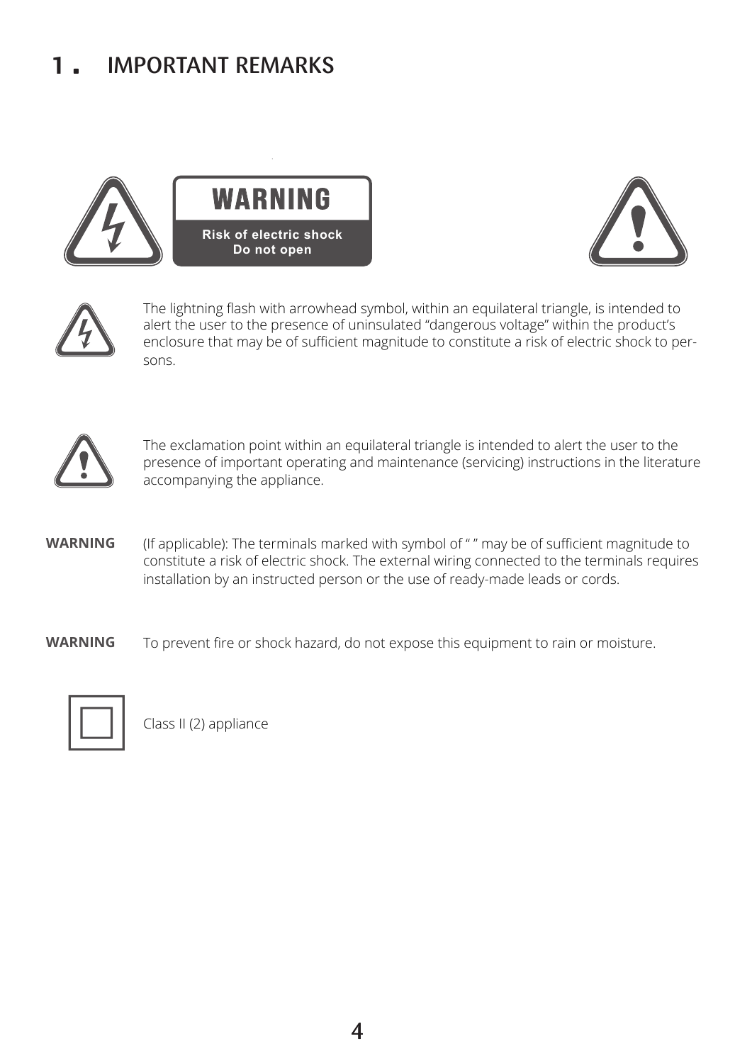# 1. IMPORTANT REMARKS

**WARNING**

**Risk of electric shock**
**Do not open**

The lightning flash with arrowhead symbol, within an equilateral triangle, is intended to alert the user to the presence of uninsulated “dangerous voltage” within the product’s enclosure that may be of sufficient magnitude to constitute a risk of electric shock to persons.

The exclamation point within an equilateral triangle is intended to alert the user to the presence of important operating and maintenance (servicing) instructions in the literature accompanying the appliance.

**WARNING** (If applicable): The terminals marked with symbol of “ ” may be of sufficient magnitude to constitute a risk of electric shock. The external wiring connected to the terminals requires installation by an instructed person or the use of ready-made leads or cords.

**WARNING** To prevent fire or shock hazard, do not expose this equipment to rain or moisture.

Class II (2) appliance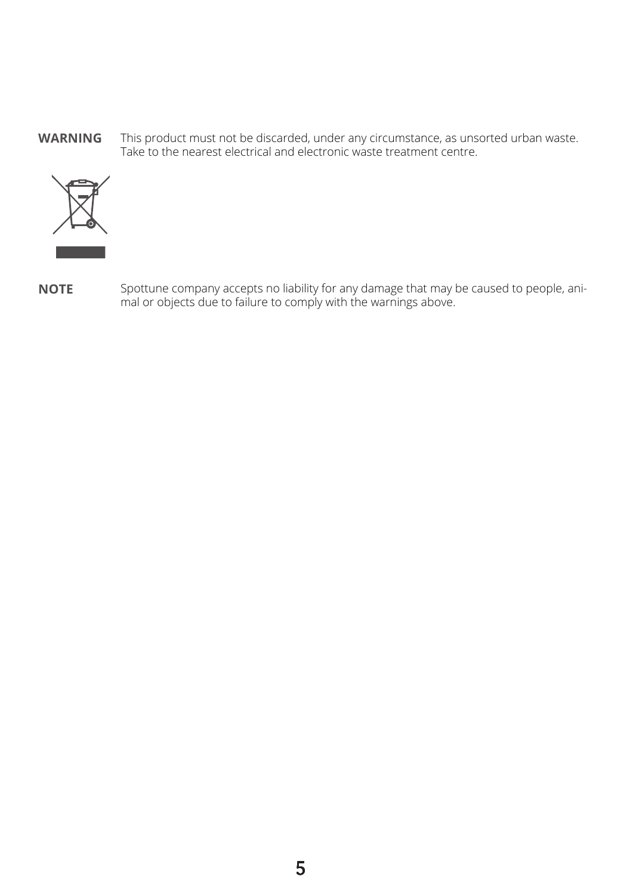**WARNING** This product must not be discarded, under any circumstance, as unsorted urban waste. Take to the nearest electrical and electronic waste treatment centre.

**NOTE** Spottune company accepts no liability for any damage that may be caused to people, animal or objects due to failure to comply with the warnings above.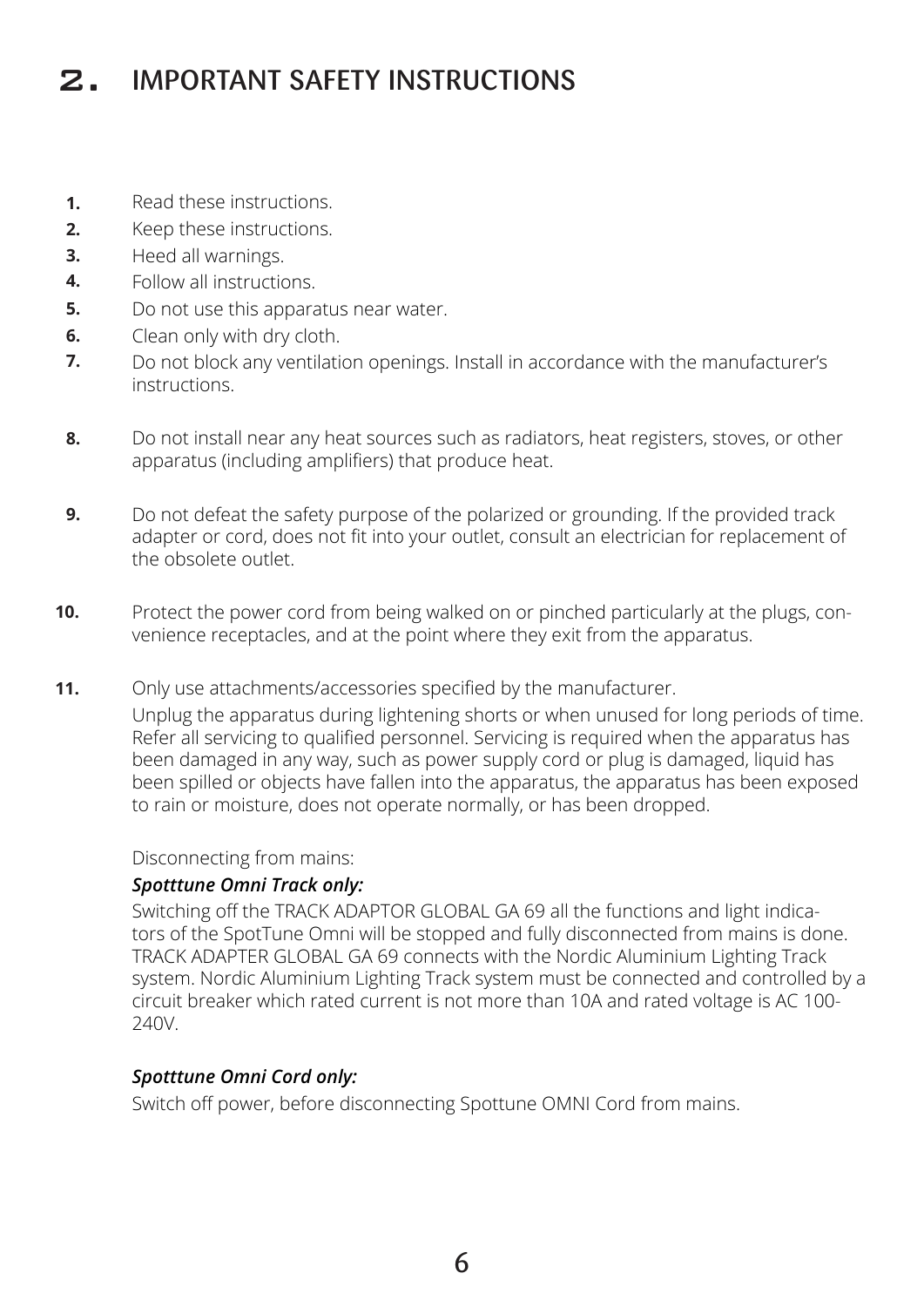# 2. IMPORTANT SAFETY INSTRUCTIONS

1. Read these instructions.
2. Keep these instructions.
3. Heed all warnings.
4. Follow all instructions.
5. Do not use this apparatus near water.
6. Clean only with dry cloth.
7. Do not block any ventilation openings. Install in accordance with the manufacturer's instructions.
8. Do not install near any heat sources such as radiators, heat registers, stoves, or other apparatus (including amplifiers) that produce heat.
9. Do not defeat the safety purpose of the polarized or grounding. If the provided track adapter or cord, does not fit into your outlet, consult an electrician for replacement of the obsolete outlet.
10. Protect the power cord from being walked on or pinched particularly at the plugs, convenience receptacles, and at the point where they exit from the apparatus.
11. Only use attachments/accessories specified by the manufacturer.

    Unplug the apparatus during lightening shorts or when unused for long periods of time. Refer all servicing to qualified personnel. Servicing is required when the apparatus has been damaged in any way, such as power supply cord or plug is damaged, liquid has been spilled or objects have fallen into the apparatus, the apparatus has been exposed to rain or moisture, does not operate normally, or has been dropped.

    Disconnecting from mains:

    ***Spotttune Omni Track only:***

    Switching off the TRACK ADAPTOR GLOBAL GA 69 all the functions and light indicators of the SpotTune Omni will be stopped and fully disconnected from mains is done. TRACK ADAPTER GLOBAL GA 69 connects with the Nordic Aluminium Lighting Track system. Nordic Aluminium Lighting Track system must be connected and controlled by a circuit breaker which rated current is not more than 10A and rated voltage is AC 100-240V.

    ***Spotttune Omni Cord only:***

    Switch off power, before disconnecting Spottune OMNI Cord from mains.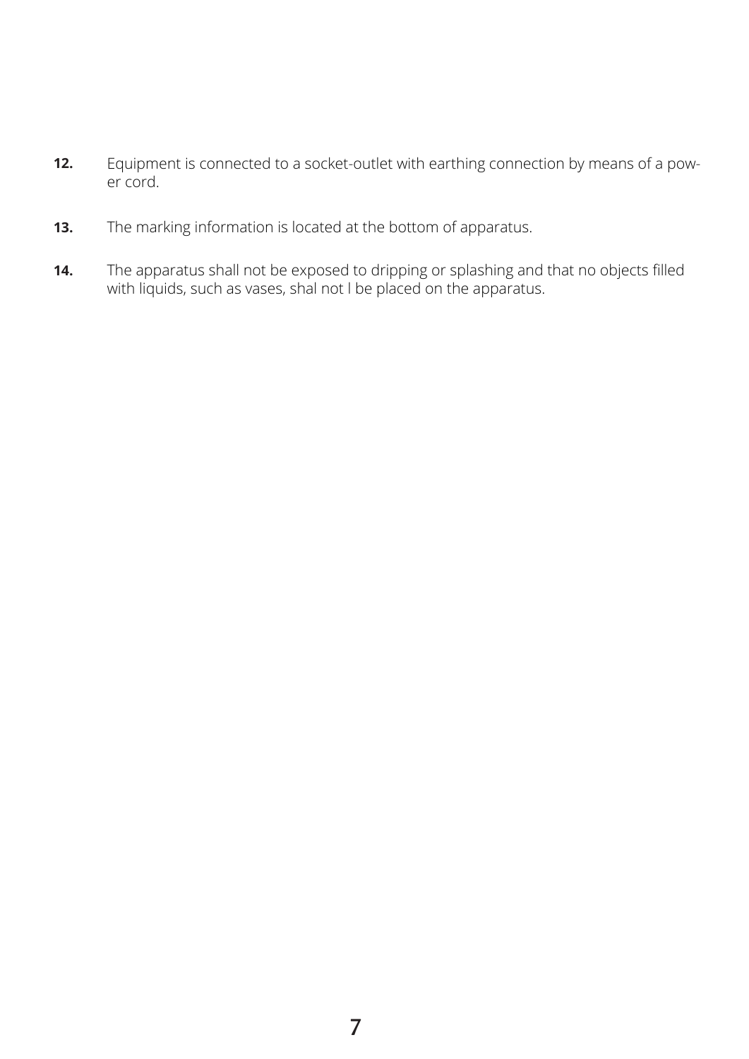**12.** Equipment is connected to a socket-outlet with earthing connection by means of a power cord.

**13.** The marking information is located at the bottom of apparatus.

**14.** The apparatus shall not be exposed to dripping or splashing and that no objects filled with liquids, such as vases, shal not l be placed on the apparatus.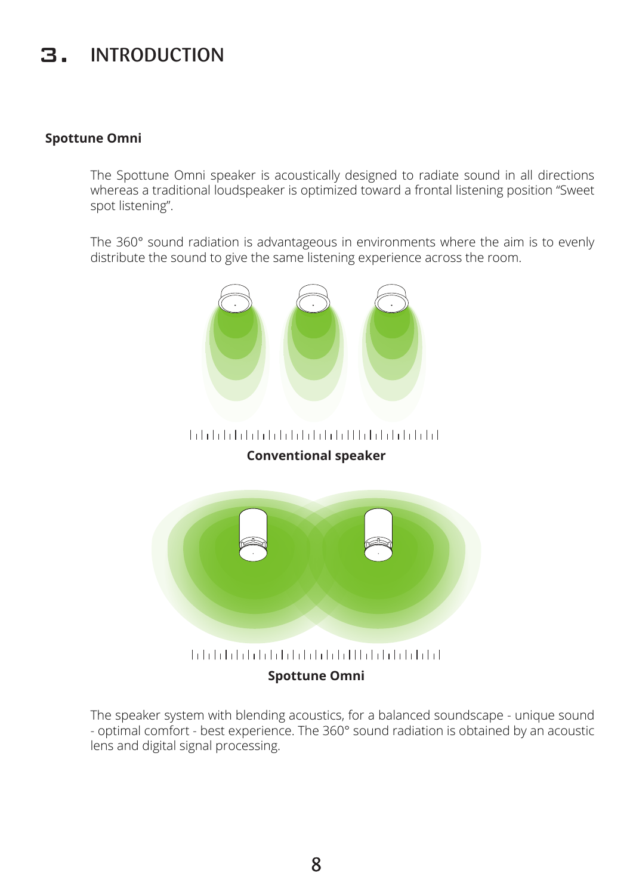# 3. INTRODUCTION

**Spottune Omni**

The Spottune Omni speaker is acoustically designed to radiate sound in all directions whereas a traditional loudspeaker is optimized toward a frontal listening position “Sweet spot listening”.

The 360° sound radiation is advantageous in environments where the aim is to evenly distribute the sound to give the same listening experience across the room.

**Conventional speaker**

**Spottune Omni**

The speaker system with blending acoustics, for a balanced soundscape - unique sound - optimal comfort - best experience. The 360° sound radiation is obtained by an acoustic lens and digital signal processing.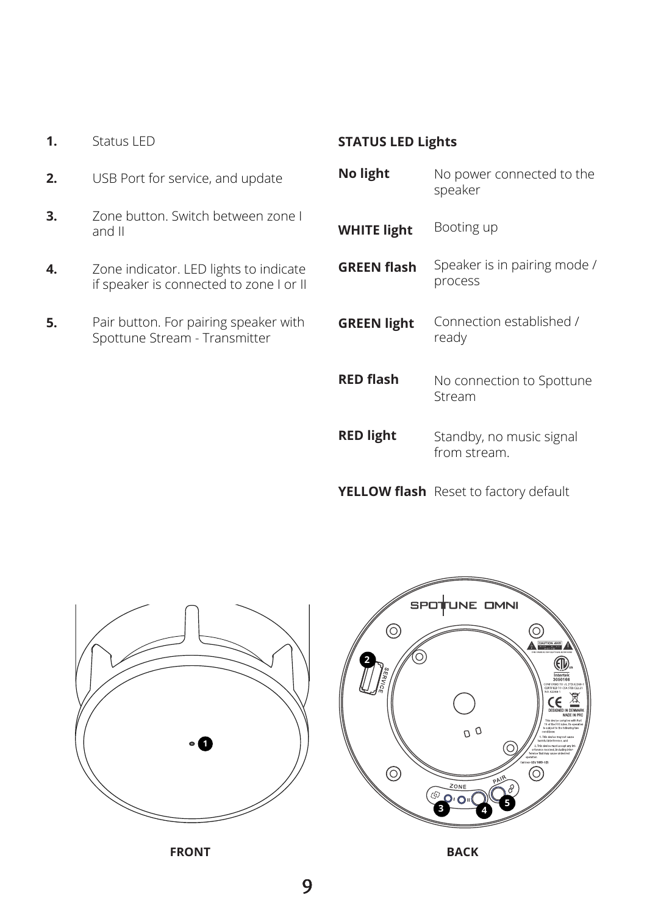1. Status LED
2. USB Port for service, and update
3. Zone button. Switch between zone I and II
4. Zone indicator. LED lights to indicate if speaker is connected to zone I or II
5. Pair button. For pairing speaker with Spottune Stream - Transmitter

**STATUS LED Lights**

| | |
|---|---|
| **No light** | No power connected to the speaker |
| **WHITE light** | Booting up |
| **GREEN flash** | Speaker is in pairing mode / process |
| **GREEN light** | Connection established / ready |
| **RED flash** | No connection to Spottune Stream |
| **RED light** | Standby, no music signal from stream. |
| **YELLOW flash** | Reset to factory default |

**FRONT**

**BACK**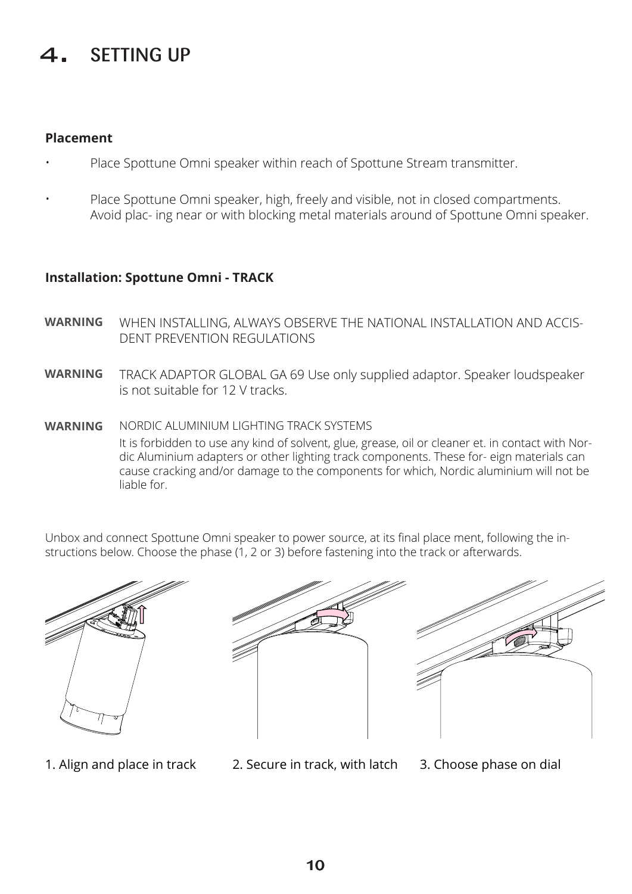# 4. SETTING UP

**Placement**

- Place Spottune Omni speaker within reach of Spottune Stream transmitter.
- Place Spottune Omni speaker, high, freely and visible, not in closed compartments. Avoid plac- ing near or with blocking metal materials around of Spottune Omni speaker.

**Installation: Spottune Omni - TRACK**

**WARNING** WHEN INSTALLING, ALWAYS OBSERVE THE NATIONAL INSTALLATION AND ACCIDENT PREVENTION REGULATIONS

**WARNING** TRACK ADAPTOR GLOBAL GA 69 Use only supplied adaptor. Speaker loudspeaker is not suitable for 12 V tracks.

**WARNING** NORDIC ALUMINIUM LIGHTING TRACK SYSTEMS
It is forbidden to use any kind of solvent, glue, grease, oil or cleaner et. in contact with Nordic Aluminium adapters or other lighting track components. These for- eign materials can cause cracking and/or damage to the components for which, Nordic aluminium will not be liable for.

Unbox and connect Spottune Omni speaker to power source, at its final place ment, following the instructions below. Choose the phase (1, 2 or 3) before fastening into the track or afterwards.

1. Align and place in track
2. Secure in track, with latch
3. Choose phase on dial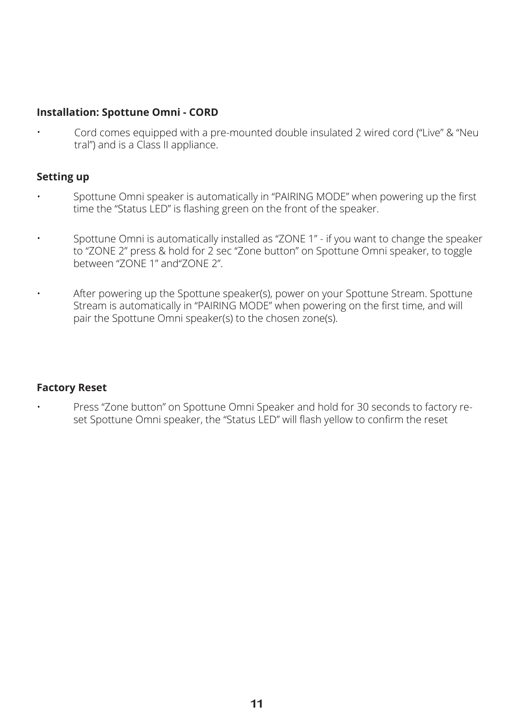**Installation: Spottune Omni - CORD**

- Cord comes equipped with a pre-mounted double insulated 2 wired cord ("Live" & "Neutral") and is a Class II appliance.

**Setting up**

- Spottune Omni speaker is automatically in "PAIRING MODE" when powering up the first time the "Status LED" is flashing green on the front of the speaker.
- Spottune Omni is automatically installed as "ZONE 1" - if you want to change the speaker to "ZONE 2" press & hold for 2 sec "Zone button" on Spottune Omni speaker, to toggle between "ZONE 1" and"ZONE 2".
- After powering up the Spottune speaker(s), power on your Spottune Stream. Spottune Stream is automatically in "PAIRING MODE" when powering on the first time, and will pair the Spottune Omni speaker(s) to the chosen zone(s).

**Factory Reset**

- Press "Zone button" on Spottune Omni Speaker and hold for 30 seconds to factory reset Spottune Omni speaker, the "Status LED" will flash yellow to confirm the reset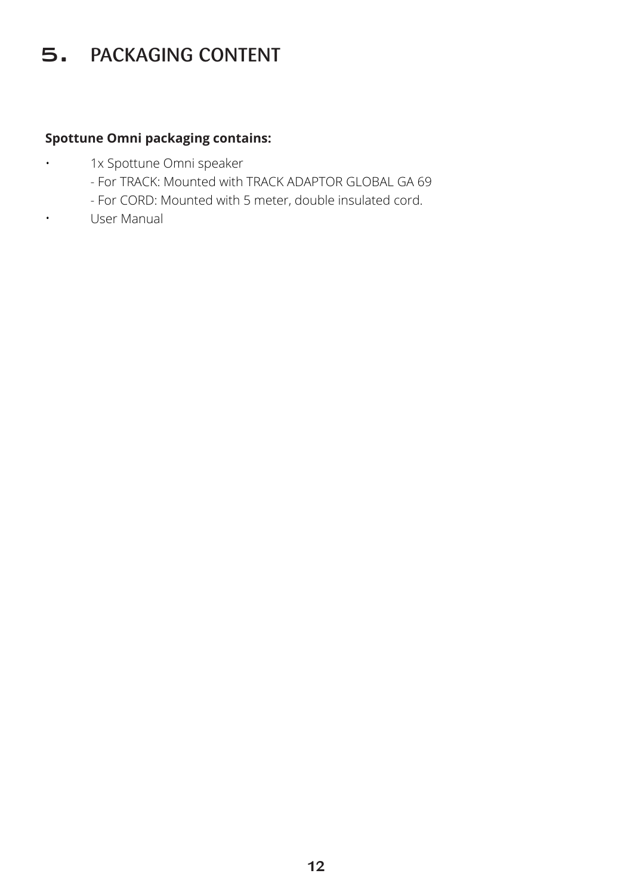# 5. PACKAGING CONTENT

**Spottune Omni packaging contains:**

- 1x Spottune Omni speaker
  - For TRACK: Mounted with TRACK ADAPTOR GLOBAL GA 69
  - For CORD: Mounted with 5 meter, double insulated cord.
- User Manual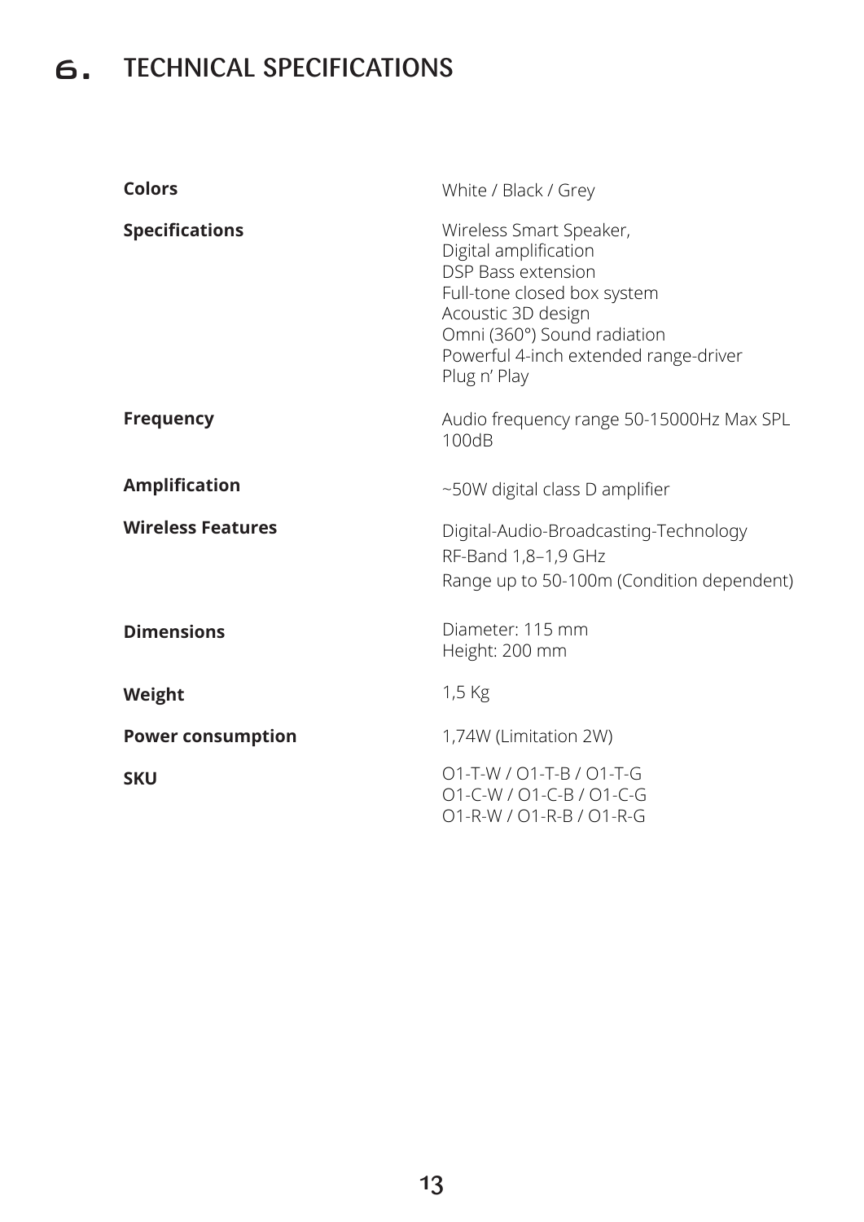# 6. TECHNICAL SPECIFICATIONS

| | |
|---|---|
| **Colors** | White / Black / Grey |
| **Specifications** | Wireless Smart Speaker,<br>Digital amplification<br>DSP Bass extension<br>Full-tone closed box system<br>Acoustic 3D design<br>Omni (360°) Sound radiation<br>Powerful 4-inch extended range-driver<br>Plug n’ Play |
| **Frequency** | Audio frequency range 50-15000Hz Max SPL 100dB |
| **Amplification** | ~50W digital class D amplifier |
| **Wireless Features** | Digital-Audio-Broadcasting-Technology<br>RF-Band 1,8–1,9 GHz<br>Range up to 50-100m (Condition dependent) |
| **Dimensions** | Diameter: 115 mm<br>Height: 200 mm |
| **Weight** | 1,5 Kg |
| **Power consumption** | 1,74W (Limitation 2W) |
| **SKU** | O1-T-W / O1-T-B / O1-T-G<br>O1-C-W / O1-C-B / O1-C-G<br>O1-R-W / O1-R-B / O1-R-G |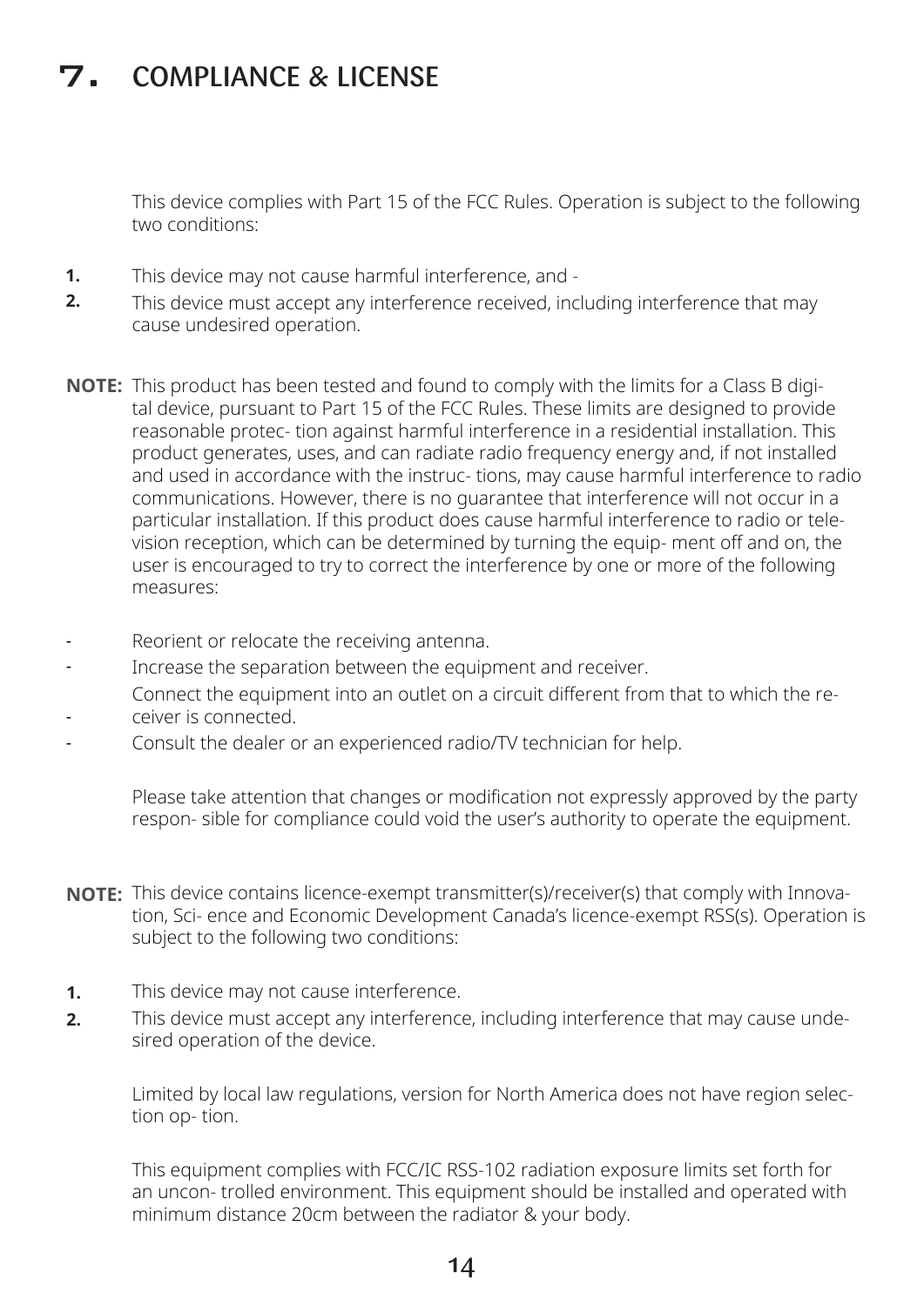# 7. COMPLIANCE & LICENSE

This device complies with Part 15 of the FCC Rules. Operation is subject to the following two conditions:

1. This device may not cause harmful interference, and -
2. This device must accept any interference received, including interference that may cause undesired operation.

**NOTE:** This product has been tested and found to comply with the limits for a Class B digital device, pursuant to Part 15 of the FCC Rules. These limits are designed to provide reasonable protec- tion against harmful interference in a residential installation. This product generates, uses, and can radiate radio frequency energy and, if not installed and used in accordance with the instruc- tions, may cause harmful interference to radio communications. However, there is no guarantee that interference will not occur in a particular installation. If this product does cause harmful interference to radio or television reception, which can be determined by turning the equip- ment off and on, the user is encouraged to try to correct the interference by one or more of the following measures:

- Reorient or relocate the receiving antenna.
- Increase the separation between the equipment and receiver.
- Connect the equipment into an outlet on a circuit different from that to which the receiver is connected.
- Consult the dealer or an experienced radio/TV technician for help.

Please take attention that changes or modification not expressly approved by the party respon- sible for compliance could void the user's authority to operate the equipment.

**NOTE:** This device contains licence-exempt transmitter(s)/receiver(s) that comply with Innovation, Sci- ence and Economic Development Canada's licence-exempt RSS(s). Operation is subject to the following two conditions:

1. This device may not cause interference.
2. This device must accept any interference, including interference that may cause undesired operation of the device.

Limited by local law regulations, version for North America does not have region selection op- tion.

This equipment complies with FCC/IC RSS-102 radiation exposure limits set forth for an uncon- trolled environment. This equipment should be installed and operated with minimum distance 20cm between the radiator & your body.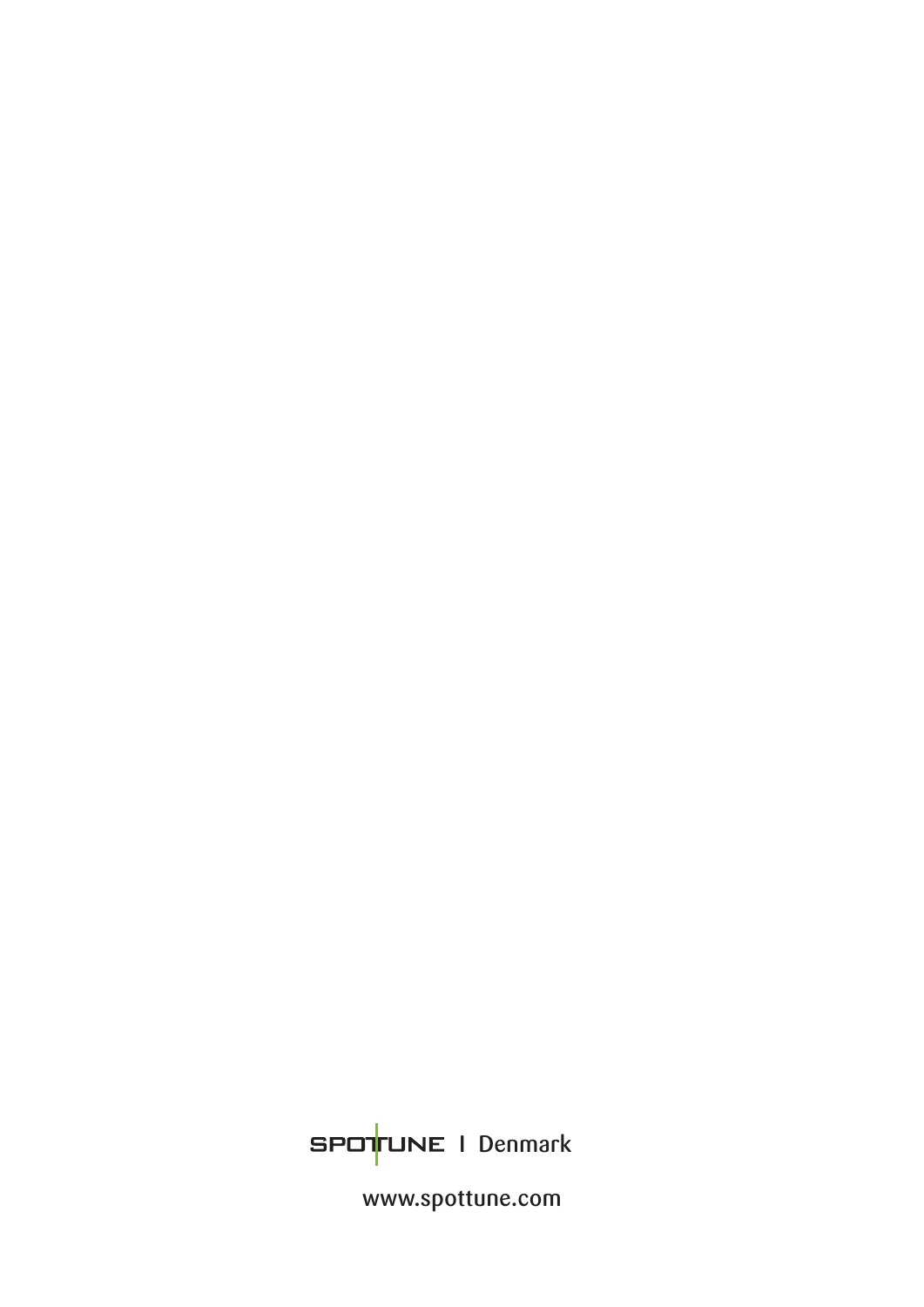SPOTUNE | Denmark

www.spottune.com